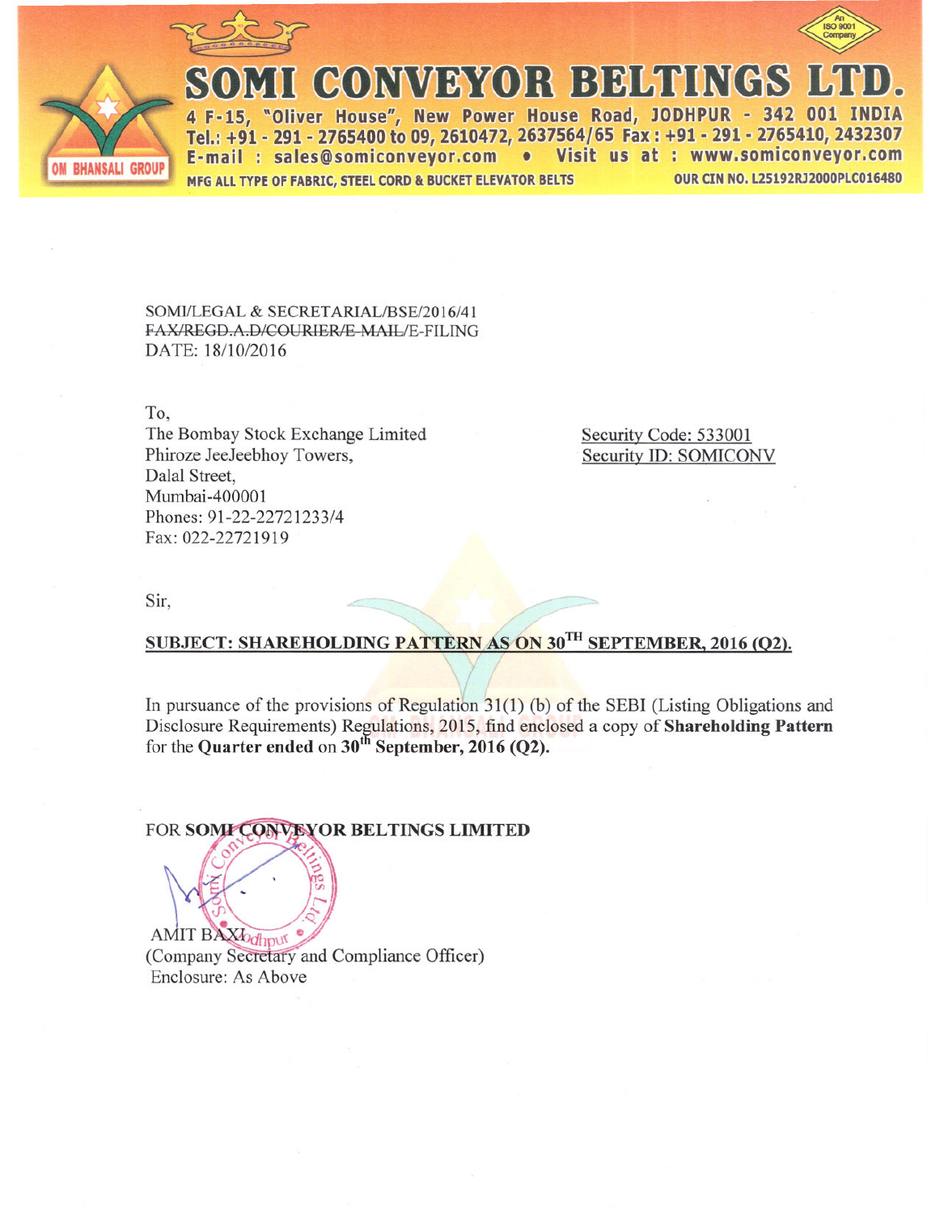# SOMI CONVEYOR BELTINGS LTD.

4 F-15, "Oliver House", New Power House Road, JODHPUR - 342 001 INDIA
Tel.: +91 - 291 - 2765400 to 09, 2610472, 2637564/65 Fax : +91 - 291 - 2765410, 2432307
E-mail : sales@somiconveyor.com • Visit us at : www.somiconveyor.com
MFG ALL TYPE OF FABRIC, STEEL CORD & BUCKET ELEVATOR BELTS
OUR CIN NO. L25192RJ2000PLC016480

OM BHANSALI GROUP

An ISO 9001 Company

SOMI/LEGAL & SECRETARIAL/BSE/2016/41
~~FAX/REGD.A.D/COURIER/E-MAIL~~/E-FILING
DATE: 18/10/2016

To,
The Bombay Stock Exchange Limited
Phiroze JeeJeebhoy Towers,
Dalal Street,
Mumbai-400001
Phones: 91-22-22721233/4
Fax: 022-22721919

Security Code: 533001
Security ID: SOMICONV

Sir,

**SUBJECT: SHAREHOLDING PATTERN AS ON 30TH SEPTEMBER, 2016 (Q2).**

In pursuance of the provisions of Regulation 31(1) (b) of the SEBI (Listing Obligations and Disclosure Requirements) Regulations, 2015, find enclosed a copy of **Shareholding Pattern** for the **Quarter ended** on **30th September, 2016 (Q2).**

FOR **SOMI CONVEYOR BELTINGS LIMITED**

AMIT BAXI
(Company Secretary and Compliance Officer)
Enclosure: As Above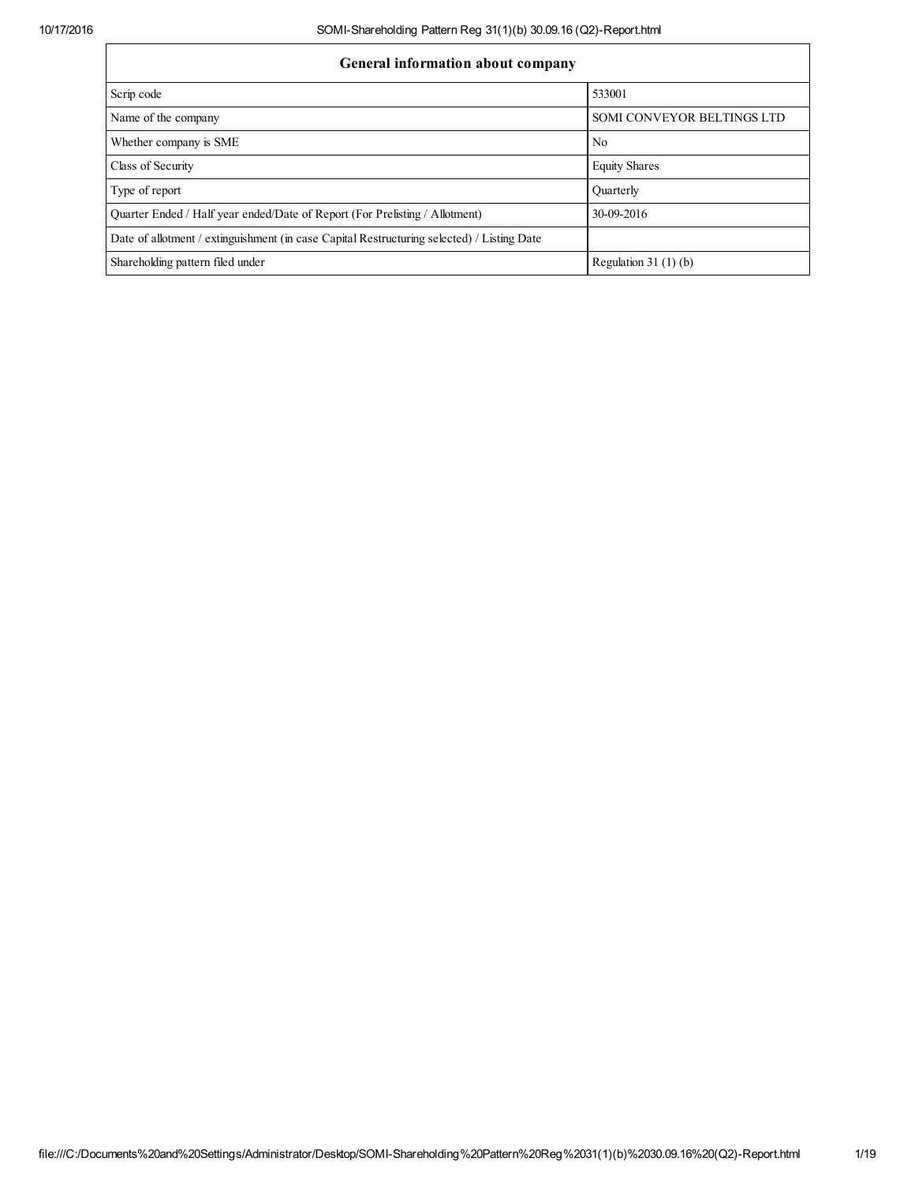| General information about company | |
|---|---|
| Scrip code | 533001 |
| Name of the company | SOMI CONVEYOR BELTINGS LTD |
| Whether company is SME | No |
| Class of Security | Equity Shares |
| Type of report | Quarterly |
| Quarter Ended / Half year ended/Date of Report (For Prelisting / Allotment) | 30-09-2016 |
| Date of allotment / extinguishment (in case Capital Restructuring selected) / Listing Date | |
| Shareholding pattern filed under | Regulation 31 (1) (b) |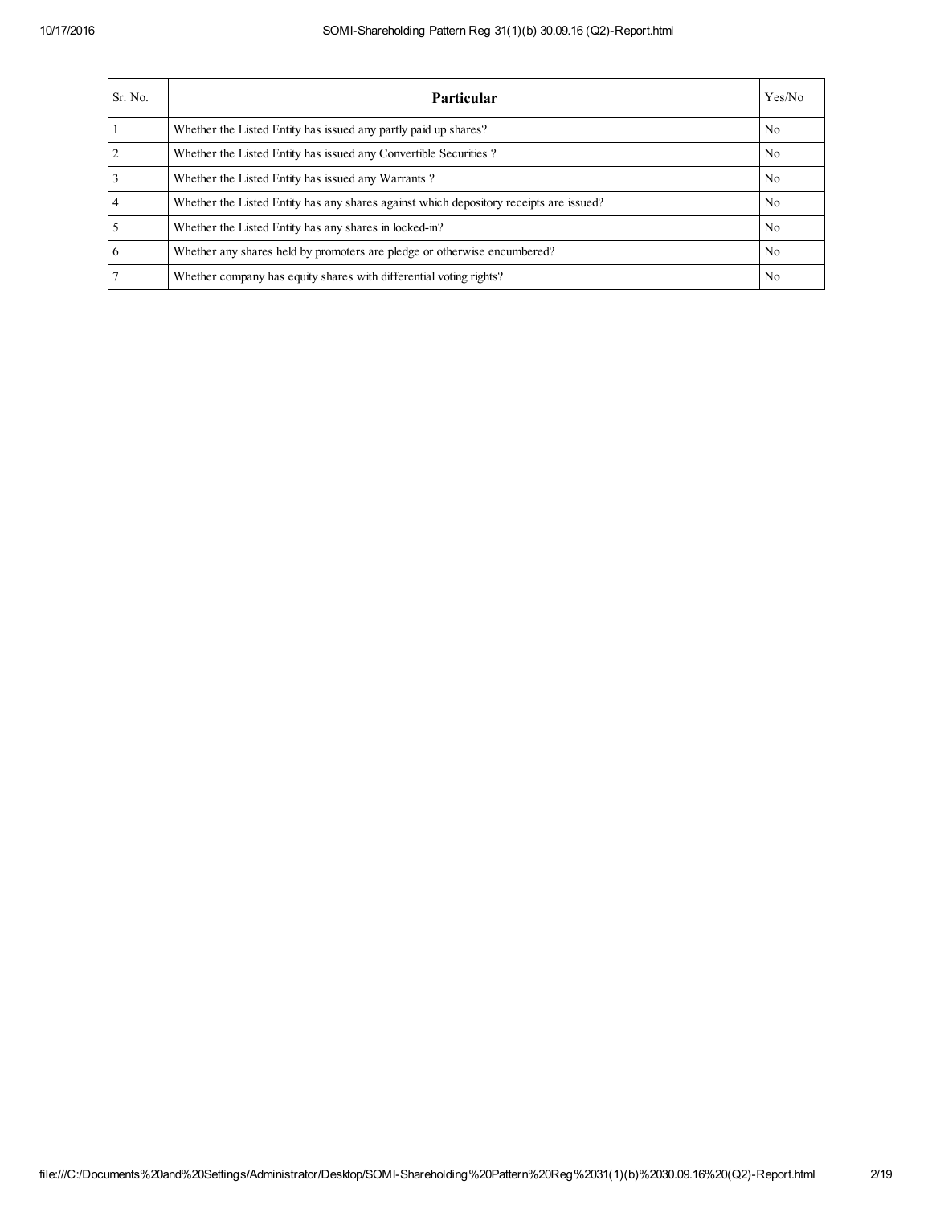| Sr. No. | Particular | Yes/No |
|---|---|---|
| 1 | Whether the Listed Entity has issued any partly paid up shares? | No |
| 2 | Whether the Listed Entity has issued any Convertible Securities ? | No |
| 3 | Whether the Listed Entity has issued any Warrants ? | No |
| 4 | Whether the Listed Entity has any shares against which depository receipts are issued? | No |
| 5 | Whether the Listed Entity has any shares in locked-in? | No |
| 6 | Whether any shares held by promoters are pledge or otherwise encumbered? | No |
| 7 | Whether company has equity shares with differential voting rights? | No |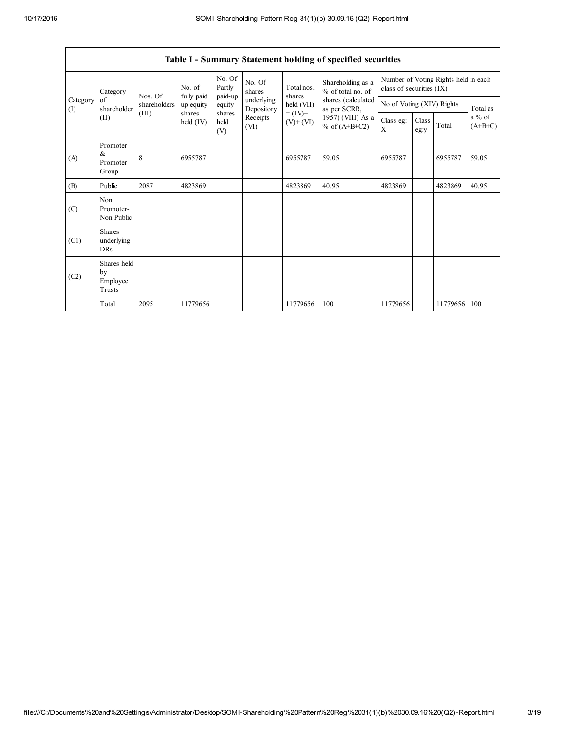## Table I - Summary Statement holding of specified securities

| Category (I) | Category of shareholder (II) | Nos. Of shareholders (III) | No. of fully paid up equity shares held (IV) | No. Of Partly paid-up equity shares held (V) | No. Of shares underlying Depository Receipts (VI) | Total nos. shares held (VII) = (IV)+ (V)+ (VI) | Shareholding as a % of total no. of shares (calculated as per SCRR, 1957) (VIII) As a % of (A+B+C2) | Number of Voting Rights held in each class of securities (IX) | | | |
|---|---|---|---|---|---|---|---|---|---|---|---|
| | | | | | | | | No of Voting (XIV) Rights | | | Total as a % of (A+B+C) |
| | | | | | | | | Class eg: X | Class eg:y | Total | |
| (A) | Promoter & Promoter Group | 8 | 6955787 | | | 6955787 | 59.05 | 6955787 | | 6955787 | 59.05 |
| (B) | Public | 2087 | 4823869 | | | 4823869 | 40.95 | 4823869 | | 4823869 | 40.95 |
| (C) | Non Promoter- Non Public | | | | | | | | | | |
| (C1) | Shares underlying DRs | | | | | | | | | | |
| (C2) | Shares held by Employee Trusts | | | | | | | | | | |
| | Total | 2095 | 11779656 | | | 11779656 | 100 | 11779656 | | 11779656 | 100 |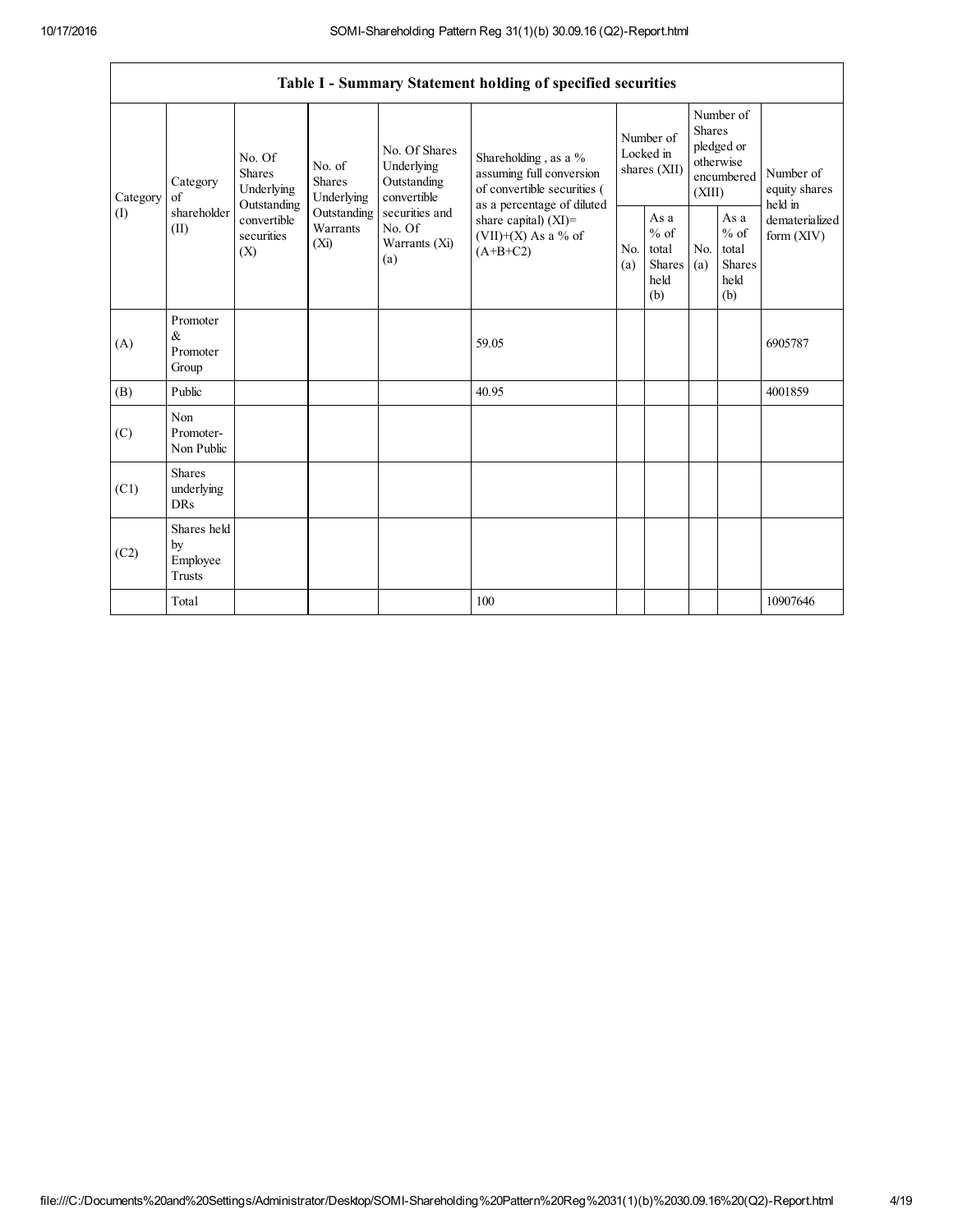| Table I - Summary Statement holding of specified securities | | | | | | | | | | |
|---|---|---|---|---|---|---|---|---|---|---|
| Category (I) | Category of shareholder (II) | No. Of Shares Underlying Outstanding convertible securities (X) | No. of Shares Underlying Outstanding Warrants (Xi) | No. Of Shares Underlying Outstanding convertible securities and No. Of Warrants (Xi) (a) | Shareholding , as a % assuming full conversion of convertible securities ( as a percentage of diluted share capital) (XI)= (VII)+(X) As a % of (A+B+C2) | Number of Locked in shares (XII) | | Number of Shares pledged or otherwise encumbered (XIII) | | Number of equity shares held in dematerialized form (XIV) |
| | | | | | | No. (a) | As a % of total Shares held (b) | No. (a) | As a % of total Shares held (b) | |
| (A) | Promoter & Promoter Group | | | | 59.05 | | | | | 6905787 |
| (B) | Public | | | | 40.95 | | | | | 4001859 |
| (C) | Non Promoter- Non Public | | | | | | | | | |
| (C1) | Shares underlying DRs | | | | | | | | | |
| (C2) | Shares held by Employee Trusts | | | | | | | | | |
| | Total | | | | 100 | | | | | 10907646 |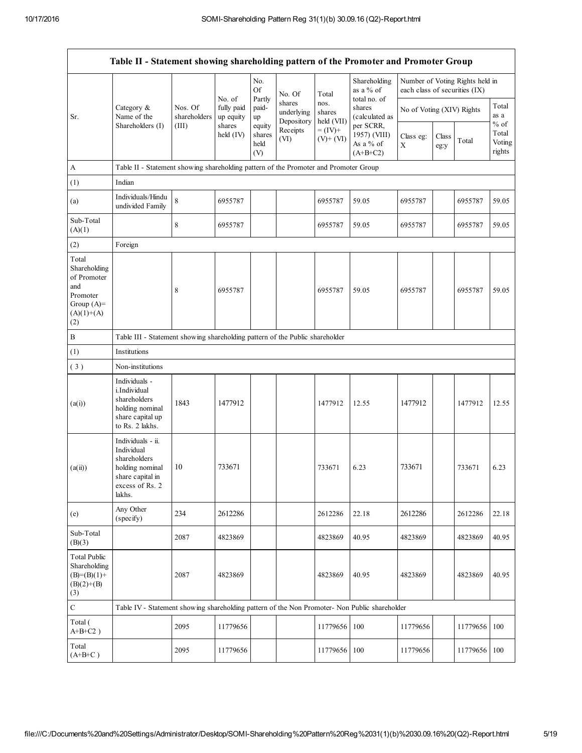| Table II - Statement showing shareholding pattern of the Promoter and Promoter Group | | | | | | | | | | | |
|---|---|---|---|---|---|---|---|---|---|---|---|
| Sr. | Category & Name of the Shareholders (I) | Nos. Of shareholders (III) | No. of fully paid up equity shares held (IV) | No. Of Partly paid-up equity shares held (V) | No. Of shares underlying Depository Receipts (VI) | Total nos. shares held (VII) = (IV)+ (V)+ (VI) | Shareholding as a % of total no. of shares (calculated as per SCRR, 1957) (VIII) As a % of (A+B+C2) | Number of Voting Rights held in each class of securities (IX) | | | |
| | | | | | | | | No of Voting (XIV) Rights | | | Total as a % of Total Voting rights |
| | | | | | | | | Class eg: X | Class eg:y | Total | |
| A | Table II - Statement showing shareholding pattern of the Promoter and Promoter Group | | | | | | | | | | |
| (1) | Indian | | | | | | | | | | |
| (a) | Individuals/Hindu undivided Family | 8 | 6955787 | | | 6955787 | 59.05 | 6955787 | | 6955787 | 59.05 |
| Sub-Total (A)(1) | | 8 | 6955787 | | | 6955787 | 59.05 | 6955787 | | 6955787 | 59.05 |
| (2) | Foreign | | | | | | | | | | |
| Total Shareholding of Promoter and Promoter Group (A)=(A)(1)+(A)(2) | | 8 | 6955787 | | | 6955787 | 59.05 | 6955787 | | 6955787 | 59.05 |
| B | Table III - Statement showing shareholding pattern of the Public shareholder | | | | | | | | | | |
| (1) | Institutions | | | | | | | | | | |
| (3) | Non-institutions | | | | | | | | | | |
| (a(i)) | Individuals - i.Individual shareholders holding nominal share capital up to Rs. 2 lakhs. | 1843 | 1477912 | | | 1477912 | 12.55 | 1477912 | | 1477912 | 12.55 |
| (a(ii)) | Individuals - ii. Individual shareholders holding nominal share capital in excess of Rs. 2 lakhs. | 10 | 733671 | | | 733671 | 6.23 | 733671 | | 733671 | 6.23 |
| (e) | Any Other (specify) | 234 | 2612286 | | | 2612286 | 22.18 | 2612286 | | 2612286 | 22.18 |
| Sub-Total (B)(3) | | 2087 | 4823869 | | | 4823869 | 40.95 | 4823869 | | 4823869 | 40.95 |
| Total Public Shareholding (B)=(B)(1)+(B)(2)+(B)(3) | | 2087 | 4823869 | | | 4823869 | 40.95 | 4823869 | | 4823869 | 40.95 |
| C | Table IV - Statement showing shareholding pattern of the Non Promoter- Non Public shareholder | | | | | | | | | | |
| Total ( A+B+C2 ) | | 2095 | 11779656 | | | 11779656 | 100 | 11779656 | | 11779656 | 100 |
| Total (A+B+C ) | | 2095 | 11779656 | | | 11779656 | 100 | 11779656 | | 11779656 | 100 |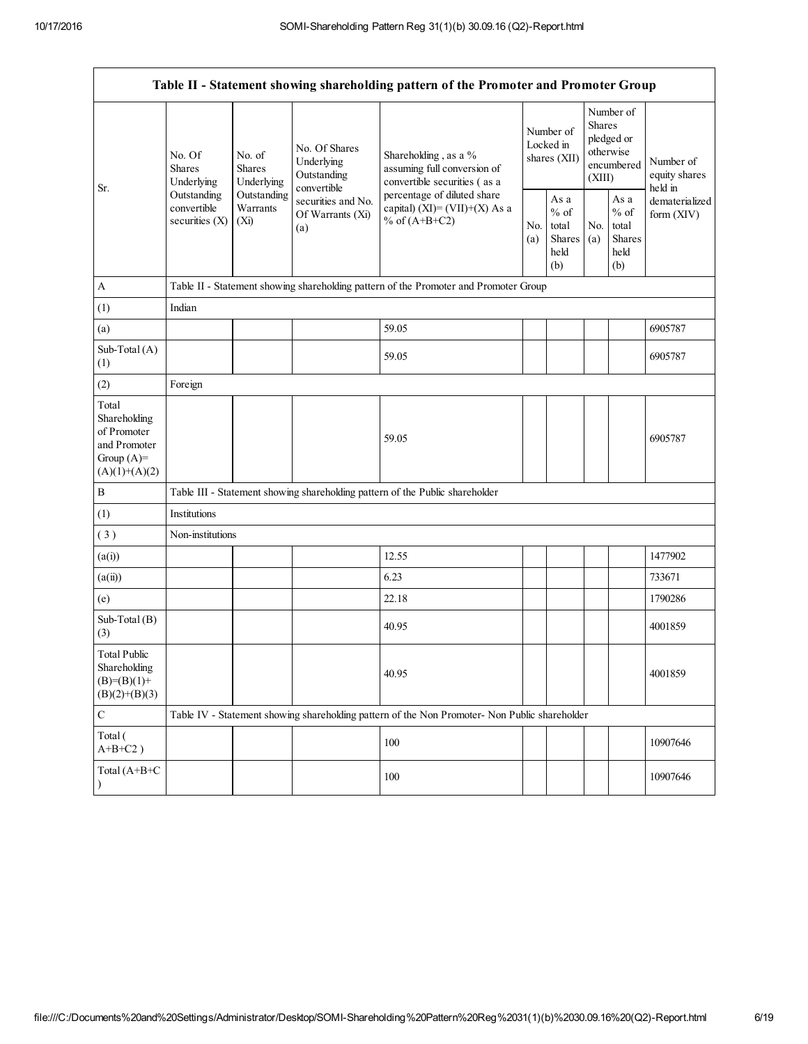| Table II - Statement showing shareholding pattern of the Promoter and Promoter Group | | | | | | | | | |
|---|---|---|---|---|---|---|---|---|---|
| Sr. | No. Of Shares Underlying Outstanding convertible securities (X) | No. of Shares Underlying Outstanding Warrants (Xi) | No. Of Shares Underlying Outstanding convertible securities and No. Of Warrants (Xi) (a) | Shareholding , as a % assuming full conversion of convertible securities ( as a percentage of diluted share capital) (XI)= (VII)+(X) As a % of (A+B+C2) | Number of Locked in shares (XII) | | Number of Shares pledged or otherwise encumbered (XIII) | | Number of equity shares held in dematerialized form (XIV) |
| | | | | | No. (a) | As a % of total Shares held (b) | No. (a) | As a % of total Shares held (b) | |
| A | Table II - Statement showing shareholding pattern of the Promoter and Promoter Group | | | | | | | | |
| (1) | Indian | | | | | | | | |
| (a) | | | | 59.05 | | | | | 6905787 |
| Sub-Total (A) (1) | | | | 59.05 | | | | | 6905787 |
| (2) | Foreign | | | | | | | | |
| Total Shareholding of Promoter and Promoter Group (A)= (A)(1)+(A)(2) | | | | 59.05 | | | | | 6905787 |
| B | Table III - Statement showing shareholding pattern of the Public shareholder | | | | | | | | |
| (1) | Institutions | | | | | | | | |
| ( 3 ) | Non-institutions | | | | | | | | |
| (a(i)) | | | | 12.55 | | | | | 1477902 |
| (a(ii)) | | | | 6.23 | | | | | 733671 |
| (e) | | | | 22.18 | | | | | 1790286 |
| Sub-Total (B) (3) | | | | 40.95 | | | | | 4001859 |
| Total Public Shareholding (B)=(B)(1)+(B)(2)+(B)(3) | | | | 40.95 | | | | | 4001859 |
| C | Table IV - Statement showing shareholding pattern of the Non Promoter- Non Public shareholder | | | | | | | | |
| Total ( A+B+C2 ) | | | | 100 | | | | | 10907646 |
| Total (A+B+C ) | | | | 100 | | | | | 10907646 |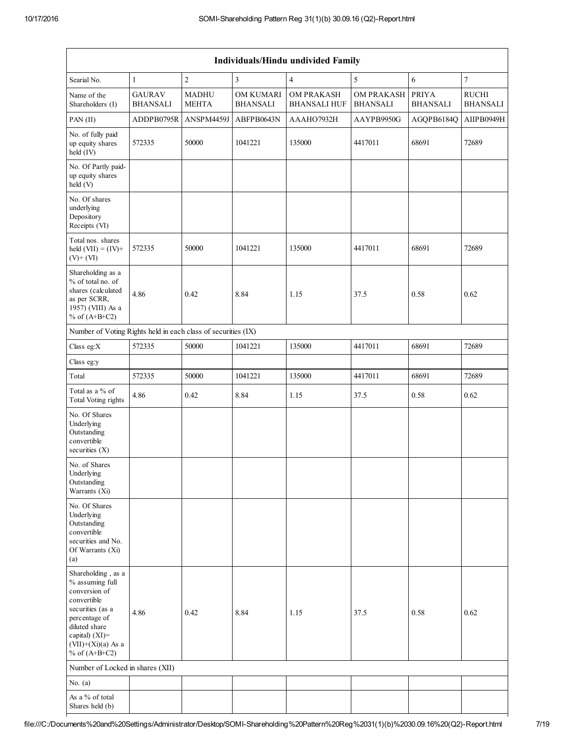| Individuals/Hindu undivided Family | | | | | | | |
|---|---|---|---|---|---|---|---|
| Searial No. | 1 | 2 | 3 | 4 | 5 | 6 | 7 |
| Name of the Shareholders (I) | GAURAV BHANSALI | MADHU MEHTA | OM KUMARI BHANSALI | OM PRAKASH BHANSALI HUF | OM PRAKASH BHANSALI | PRIYA BHANSALI | RUCHI BHANSALI |
| PAN (II) | ADDPB0795R | ANSPM4459J | ABFPB0643N | AAAHO7932H | AAYPB9950G | AGQPB6184Q | AIIPB0949H |
| No. of fully paid up equity shares held (IV) | 572335 | 50000 | 1041221 | 135000 | 4417011 | 68691 | 72689 |
| No. Of Partly paid-up equity shares held (V) | | | | | | | |
| No. Of shares underlying Depository Receipts (VI) | | | | | | | |
| Total nos. shares held (VII) = (IV)+ (V)+ (VI) | 572335 | 50000 | 1041221 | 135000 | 4417011 | 68691 | 72689 |
| Shareholding as a % of total no. of shares (calculated as per SCRR, 1957) (VIII) As a % of (A+B+C2) | 4.86 | 0.42 | 8.84 | 1.15 | 37.5 | 0.58 | 0.62 |
| Number of Voting Rights held in each class of securities (IX) | | | | | | | |
| Class eg:X | 572335 | 50000 | 1041221 | 135000 | 4417011 | 68691 | 72689 |
| Class eg:y | | | | | | | |
| Total | 572335 | 50000 | 1041221 | 135000 | 4417011 | 68691 | 72689 |
| Total as a % of Total Voting rights | 4.86 | 0.42 | 8.84 | 1.15 | 37.5 | 0.58 | 0.62 |
| No. Of Shares Underlying Outstanding convertible securities (X) | | | | | | | |
| No. of Shares Underlying Outstanding Warrants (Xi) | | | | | | | |
| No. Of Shares Underlying Outstanding convertible securities and No. Of Warrants (Xi) (a) | | | | | | | |
| Shareholding , as a % assuming full conversion of convertible securities (as a percentage of diluted share capital) (XI)= (VII)+(Xi)(a) As a % of (A+B+C2) | 4.86 | 0.42 | 8.84 | 1.15 | 37.5 | 0.58 | 0.62 |
| Number of Locked in shares (XII) | | | | | | | |
| No. (a) | | | | | | | |
| As a % of total Shares held (b) | | | | | | | |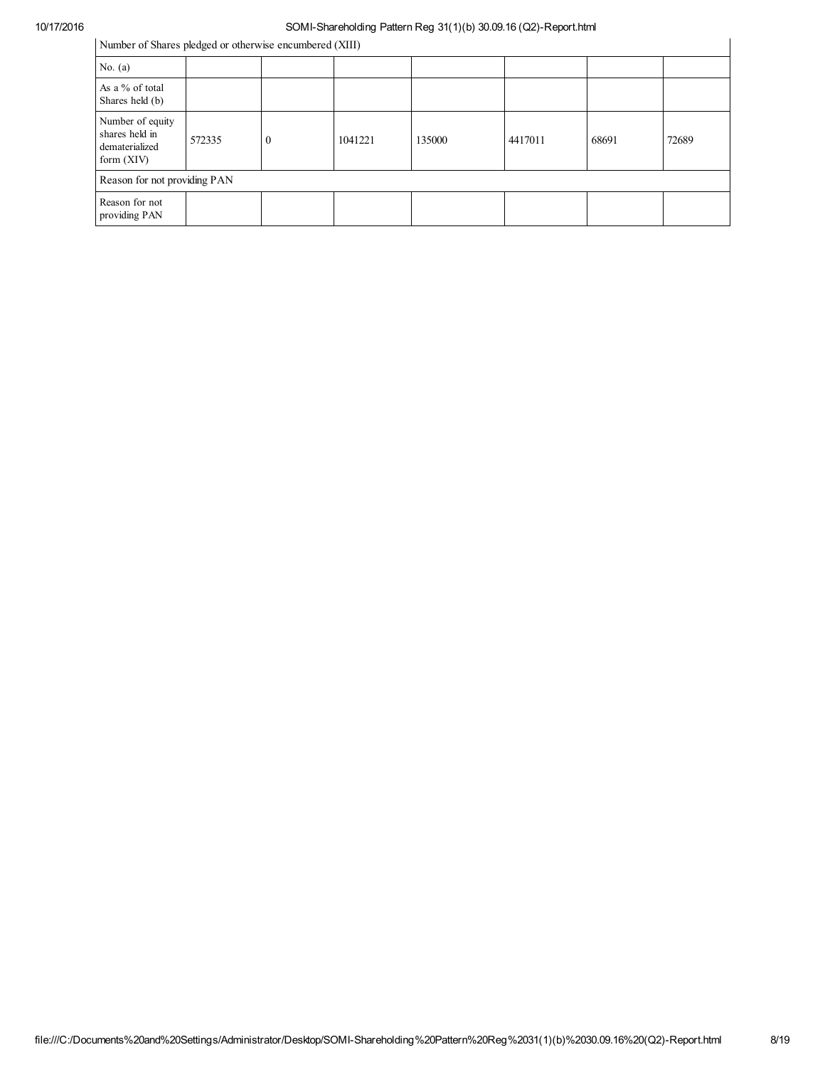| Number of Shares pledged or otherwise encumbered (XIII) | | | | | | | |
|---|---|---|---|---|---|---|---|
| No. (a) | | | | | | | |
| As a % of total Shares held (b) | | | | | | | |
| Number of equity shares held in dematerialized form (XIV) | 572335 | 0 | 1041221 | 135000 | 4417011 | 68691 | 72689 |
| Reason for not providing PAN | | | | | | | |
| Reason for not providing PAN | | | | | | | |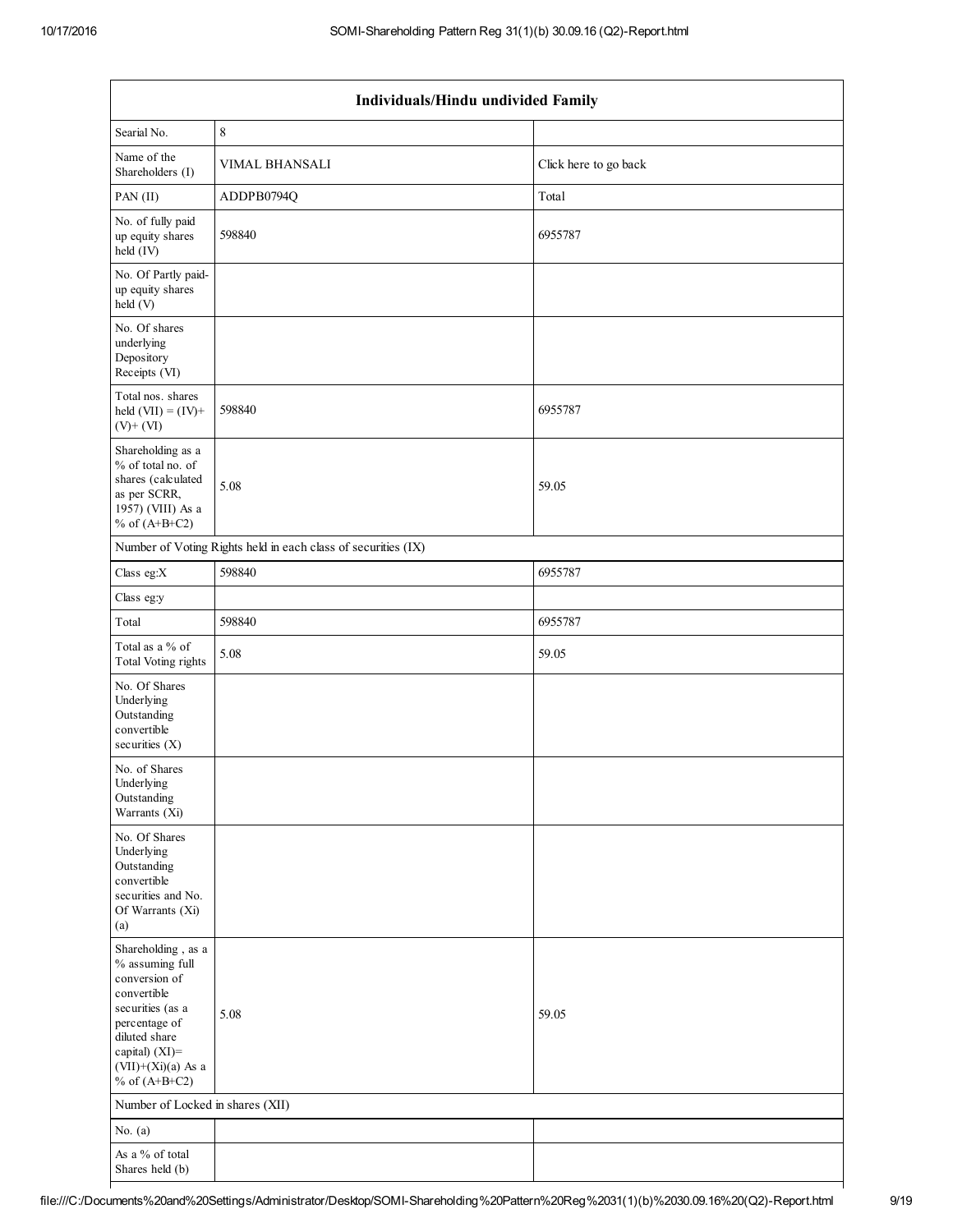| Individuals/Hindu undivided Family | | |
|---|---|---|
| Searial No. | 8 | |
| Name of the Shareholders (I) | VIMAL BHANSALI | Click here to go back |
| PAN (II) | ADDPB0794Q | Total |
| No. of fully paid up equity shares held (IV) | 598840 | 6955787 |
| No. Of Partly paid-up equity shares held (V) | | |
| No. Of shares underlying Depository Receipts (VI) | | |
| Total nos. shares held (VII) = (IV)+ (V)+ (VI) | 598840 | 6955787 |
| Shareholding as a % of total no. of shares (calculated as per SCRR, 1957) (VIII) As a % of (A+B+C2) | 5.08 | 59.05 |
| Number of Voting Rights held in each class of securities (IX) | | |
| Class eg:X | 598840 | 6955787 |
| Class eg:y | | |
| Total | 598840 | 6955787 |
| Total as a % of Total Voting rights | 5.08 | 59.05 |
| No. Of Shares Underlying Outstanding convertible securities (X) | | |
| No. of Shares Underlying Outstanding Warrants (Xi) | | |
| No. Of Shares Underlying Outstanding convertible securities and No. Of Warrants (Xi) (a) | | |
| Shareholding , as a % assuming full conversion of convertible securities (as a percentage of diluted share capital) (XI)= (VII)+(Xi)(a) As a % of (A+B+C2) | 5.08 | 59.05 |
| Number of Locked in shares (XII) | | |
| No. (a) | | |
| As a % of total Shares held (b) | | |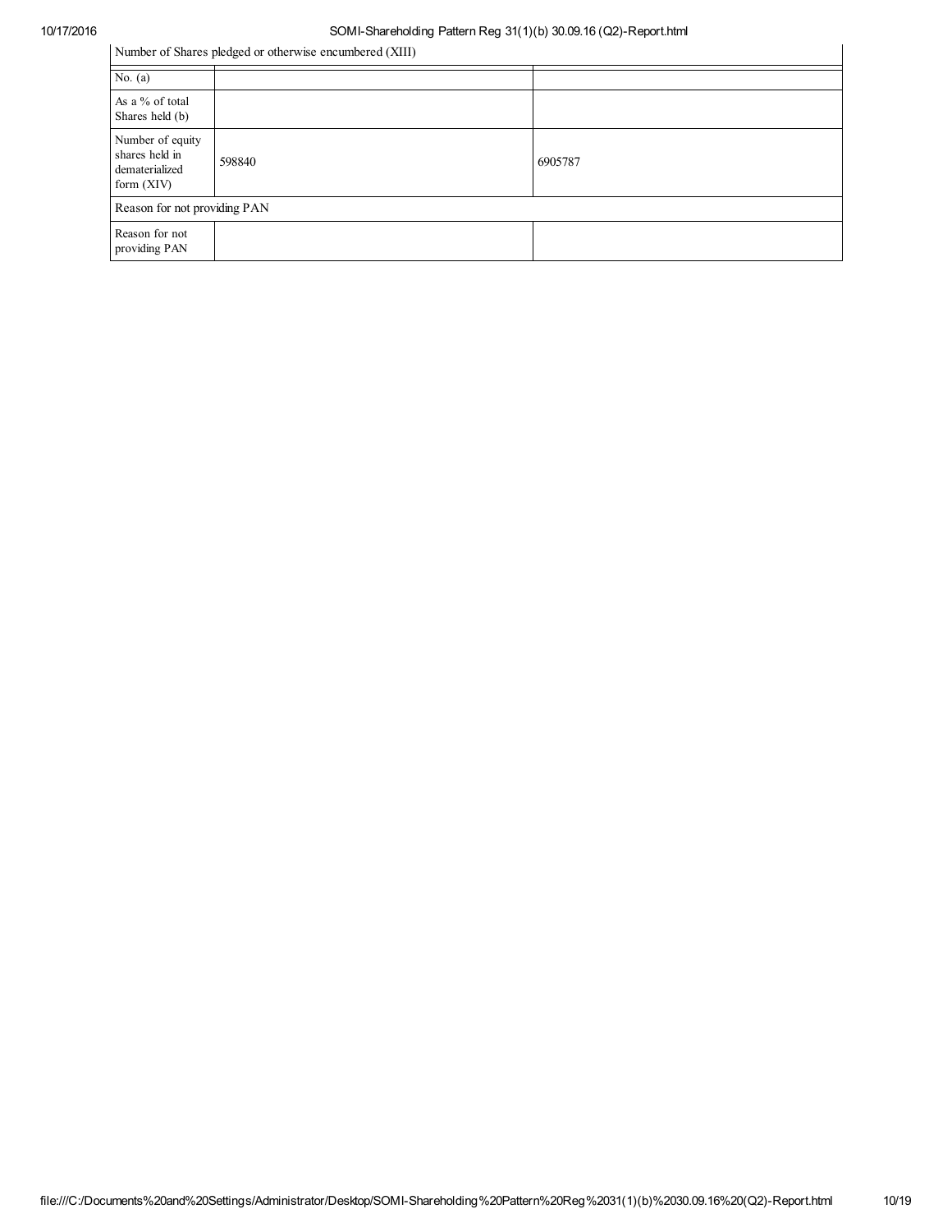| Number of Shares pledged or otherwise encumbered (XIII) | | |
|---|---|---|
| No. (a) | | |
| As a % of total Shares held (b) | | |
| Number of equity shares held in dematerialized form (XIV) | 598840 | 6905787 |
| Reason for not providing PAN | | |
| Reason for not providing PAN | | |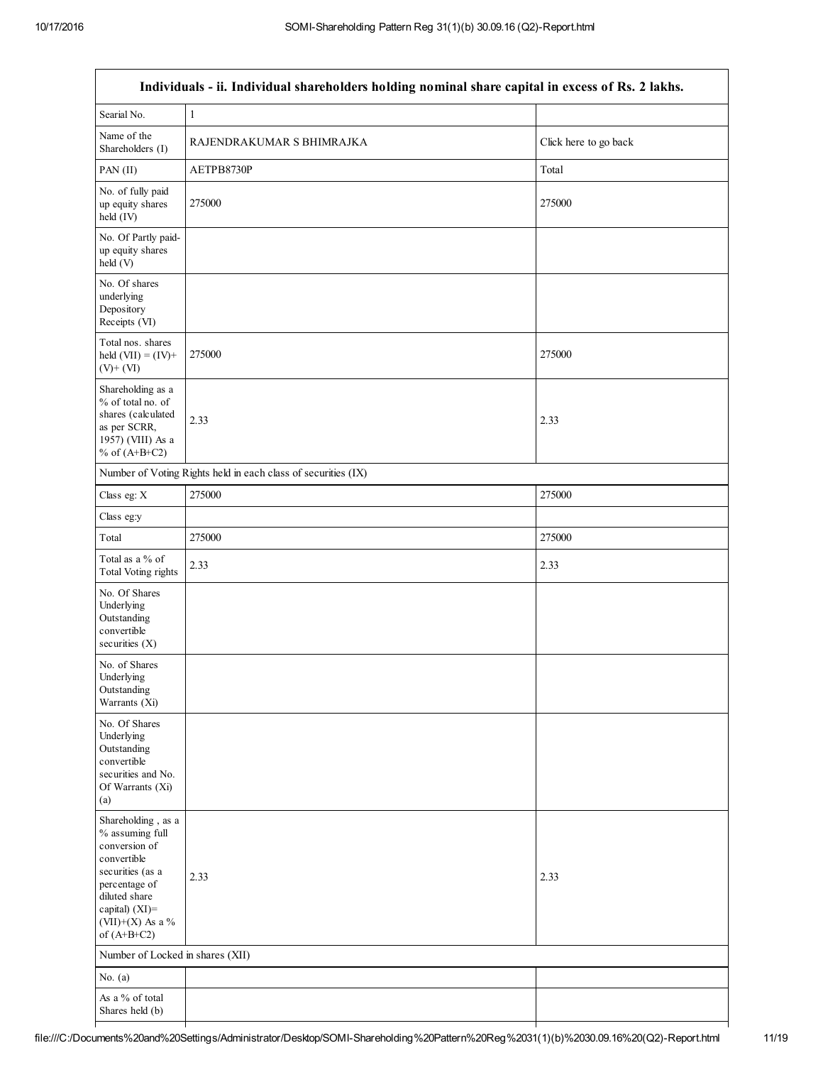| Individuals - ii. Individual shareholders holding nominal share capital in excess of Rs. 2 lakhs. | | |
|---|---|---|
| Searial No. | 1 | |
| Name of the Shareholders (I) | RAJENDRAKUMAR S BHIMRAJKA | Click here to go back |
| PAN (II) | AETPB8730P | Total |
| No. of fully paid up equity shares held (IV) | 275000 | 275000 |
| No. Of Partly paid-up equity shares held (V) | | |
| No. Of shares underlying Depository Receipts (VI) | | |
| Total nos. shares held (VII) = (IV)+ (V)+ (VI) | 275000 | 275000 |
| Shareholding as a % of total no. of shares (calculated as per SCRR, 1957) (VIII) As a % of (A+B+C2) | 2.33 | 2.33 |
| Number of Voting Rights held in each class of securities (IX) | | |
| Class eg: X | 275000 | 275000 |
| Class eg:y | | |
| Total | 275000 | 275000 |
| Total as a % of Total Voting rights | 2.33 | 2.33 |
| No. Of Shares Underlying Outstanding convertible securities (X) | | |
| No. of Shares Underlying Outstanding Warrants (Xi) | | |
| No. Of Shares Underlying Outstanding convertible securities and No. Of Warrants (Xi) (a) | | |
| Shareholding , as a % assuming full conversion of convertible securities (as a percentage of diluted share capital) (XI)= (VII)+(X) As a % of (A+B+C2) | 2.33 | 2.33 |
| Number of Locked in shares (XII) | | |
| No. (a) | | |
| As a % of total Shares held (b) | | |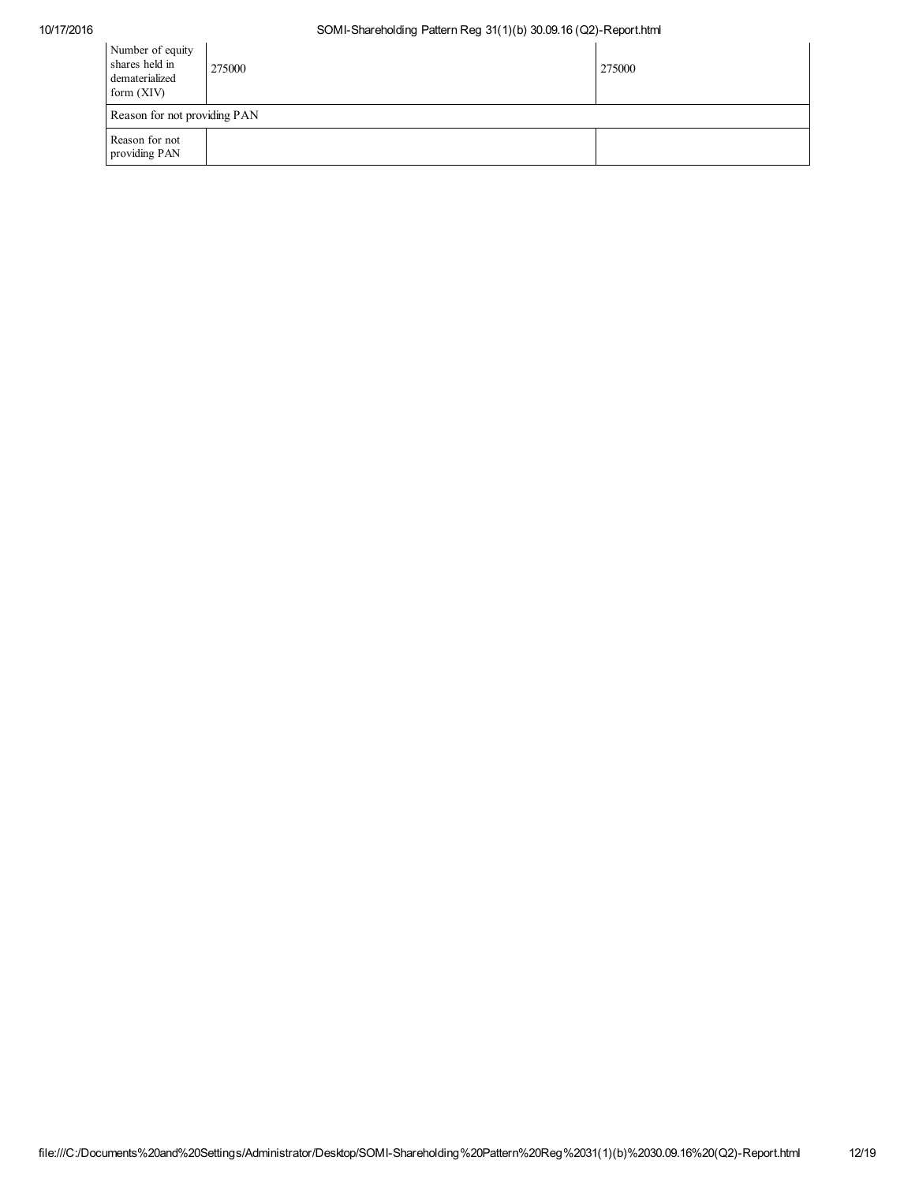| | | |
|---|---|---|
| Number of equity shares held in dematerialized form (XIV) | 275000 | 275000 |
| Reason for not providing PAN | | |
| Reason for not providing PAN | | |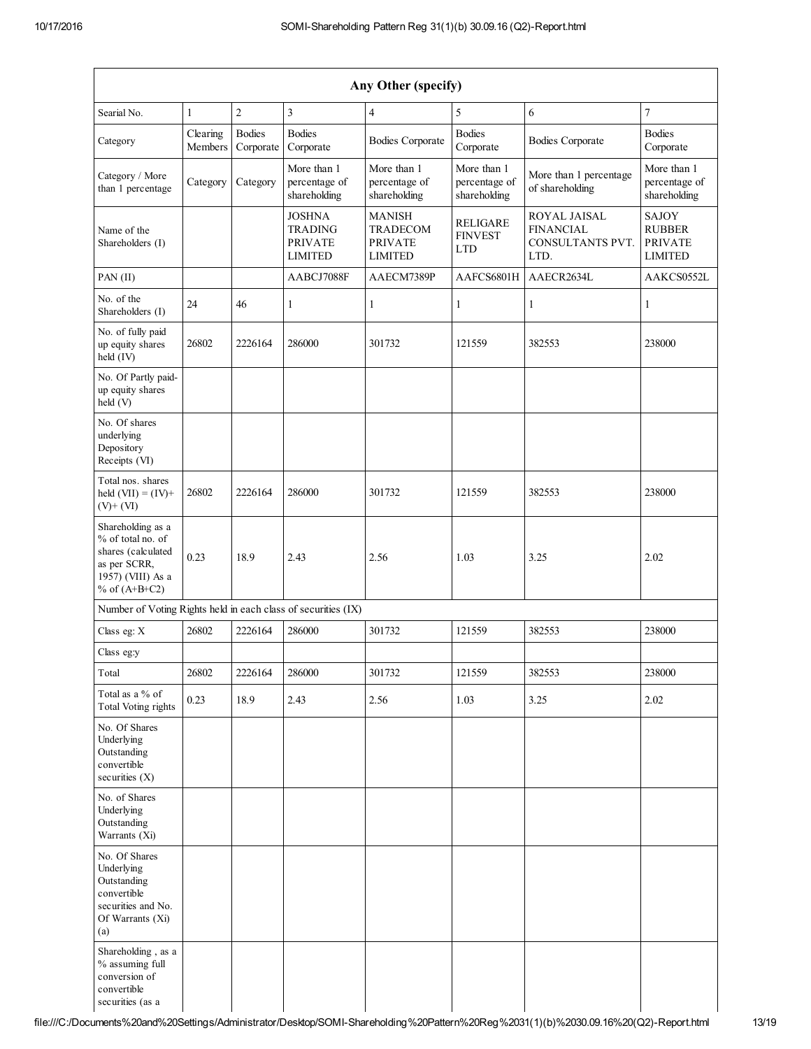| Any Other (specify) | | | | | | | |
|---|---|---|---|---|---|---|---|
| Searial No. | 1 | 2 | 3 | 4 | 5 | 6 | 7 |
| Category | Clearing Members | Bodies Corporate | Bodies Corporate | Bodies Corporate | Bodies Corporate | Bodies Corporate | Bodies Corporate |
| Category / More than 1 percentage | Category | Category | More than 1 percentage of shareholding | More than 1 percentage of shareholding | More than 1 percentage of shareholding | More than 1 percentage of shareholding | More than 1 percentage of shareholding |
| Name of the Shareholders (I) | | | JOSHNA TRADING PRIVATE LIMITED | MANISH TRADECOM PRIVATE LIMITED | RELIGARE FINVEST LTD | ROYAL JAISAL FINANCIAL CONSULTANTS PVT. LTD. | SAJOY RUBBER PRIVATE LIMITED |
| PAN (II) | | | AABCJ7088F | AAECM7389P | AAFCS6801H | AAECR2634L | AAKCS0552L |
| No. of the Shareholders (I) | 24 | 46 | 1 | 1 | 1 | 1 | 1 |
| No. of fully paid up equity shares held (IV) | 26802 | 2226164 | 286000 | 301732 | 121559 | 382553 | 238000 |
| No. Of Partly paid-up equity shares held (V) | | | | | | | |
| No. Of shares underlying Depository Receipts (VI) | | | | | | | |
| Total nos. shares held (VII) = (IV)+ (V)+ (VI) | 26802 | 2226164 | 286000 | 301732 | 121559 | 382553 | 238000 |
| Shareholding as a % of total no. of shares (calculated as per SCRR, 1957) (VIII) As a % of (A+B+C2) | 0.23 | 18.9 | 2.43 | 2.56 | 1.03 | 3.25 | 2.02 |
| Number of Voting Rights held in each class of securities (IX) | | | | | | | |
| Class eg: X | 26802 | 2226164 | 286000 | 301732 | 121559 | 382553 | 238000 |
| Class eg:y | | | | | | | |
| Total | 26802 | 2226164 | 286000 | 301732 | 121559 | 382553 | 238000 |
| Total as a % of Total Voting rights | 0.23 | 18.9 | 2.43 | 2.56 | 1.03 | 3.25 | 2.02 |
| No. Of Shares Underlying Outstanding convertible securities (X) | | | | | | | |
| No. of Shares Underlying Outstanding Warrants (Xi) | | | | | | | |
| No. Of Shares Underlying Outstanding convertible securities and No. Of Warrants (Xi) (a) | | | | | | | |
| Shareholding , as a % assuming full conversion of convertible securities (as a | | | | | | | |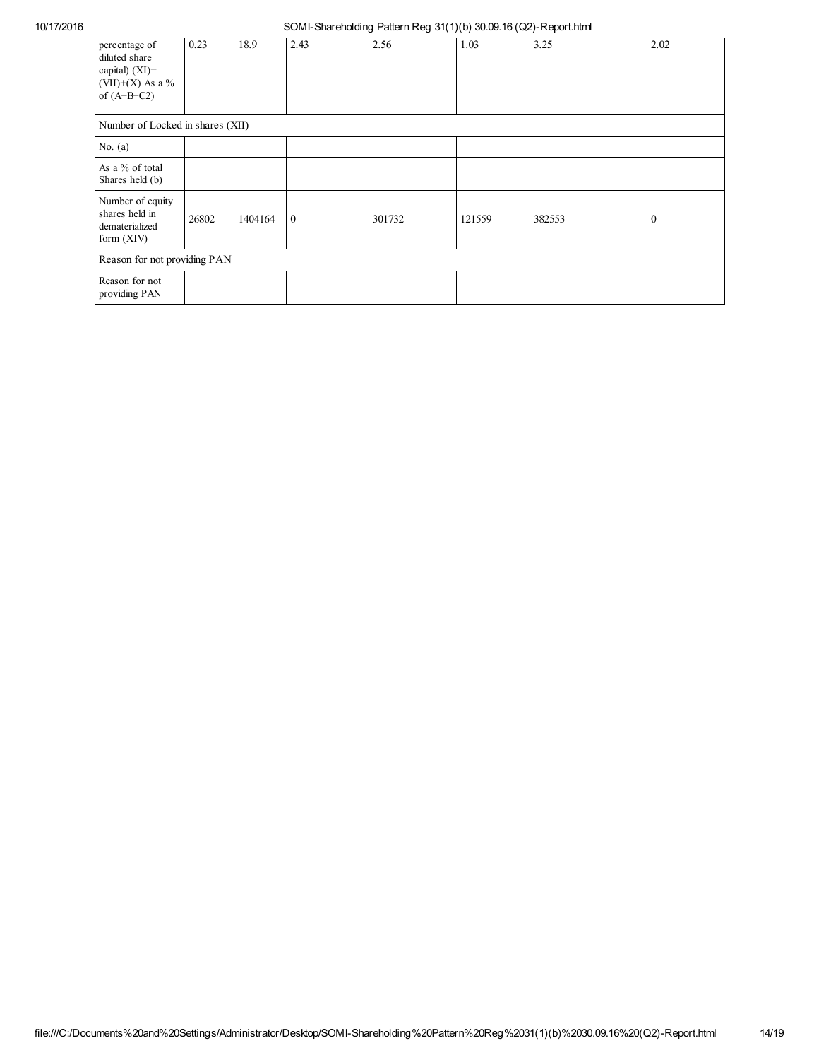| percentage of diluted share capital) (XI)= (VII)+(X) As a % of (A+B+C2) | 0.23 | 18.9 | 2.43 | 2.56 | 1.03 | 3.25 | 2.02 |
|---|---|---|---|---|---|---|---|
| Number of Locked in shares (XII) | | | | | | | |
| No. (a) | | | | | | | |
| As a % of total Shares held (b) | | | | | | | |
| Number of equity shares held in dematerialized form (XIV) | 26802 | 1404164 | 0 | 301732 | 121559 | 382553 | 0 |
| Reason for not providing PAN | | | | | | | |
| Reason for not providing PAN | | | | | | | |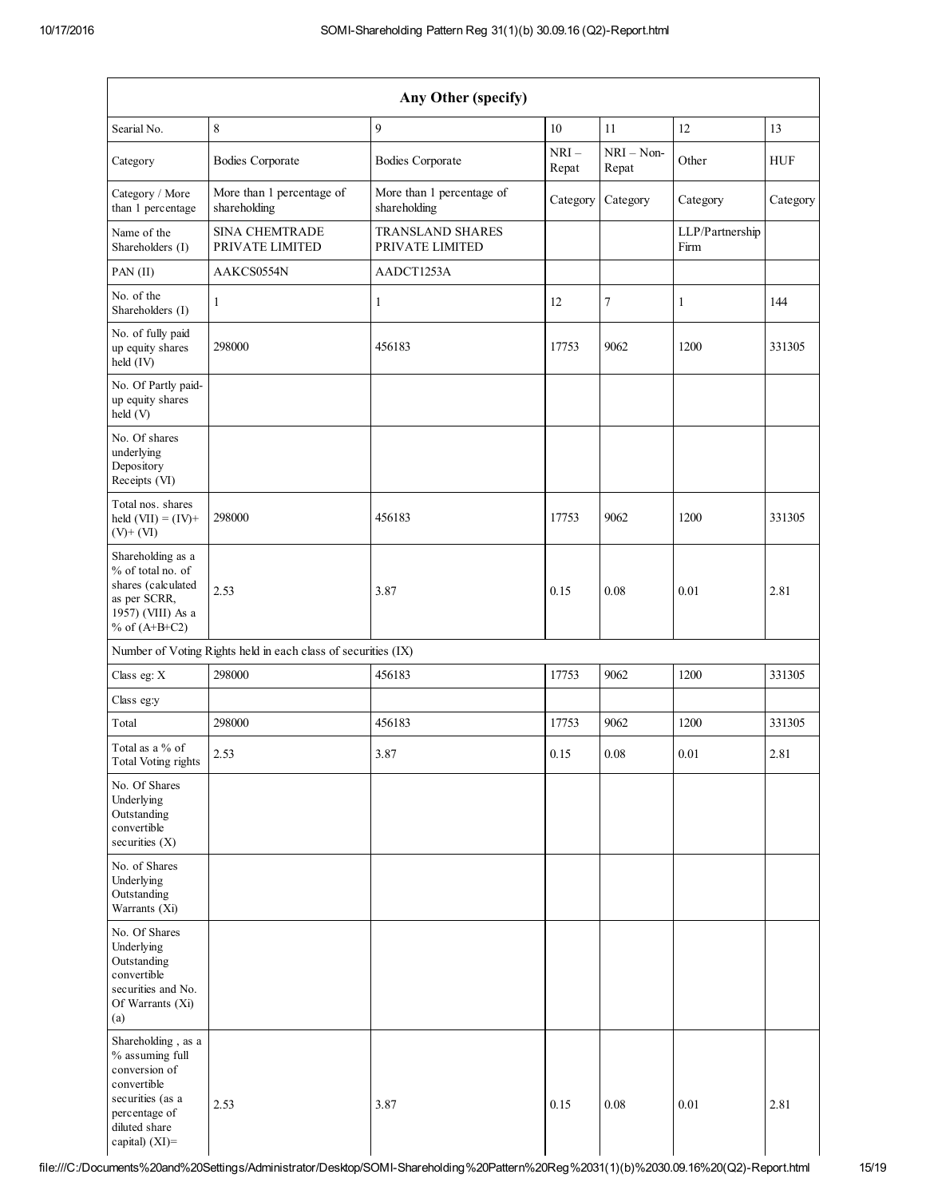| Any Other (specify) | | | | | | |
|---|---|---|---|---|---|---|
| Searial No. | 8 | 9 | 10 | 11 | 12 | 13 |
| Category | Bodies Corporate | Bodies Corporate | NRI – Repat | NRI – Non-Repat | Other | HUF |
| Category / More than 1 percentage | More than 1 percentage of shareholding | More than 1 percentage of shareholding | Category | Category | Category | Category |
| Name of the Shareholders (I) | SINA CHEMTRADE PRIVATE LIMITED | TRANSLAND SHARES PRIVATE LIMITED | | | LLP/Partnership Firm | |
| PAN (II) | AAKCS0554N | AADCT1253A | | | | |
| No. of the Shareholders (I) | 1 | 1 | 12 | 7 | 1 | 144 |
| No. of fully paid up equity shares held (IV) | 298000 | 456183 | 17753 | 9062 | 1200 | 331305 |
| No. Of Partly paid-up equity shares held (V) | | | | | | |
| No. Of shares underlying Depository Receipts (VI) | | | | | | |
| Total nos. shares held (VII) = (IV)+ (V)+ (VI) | 298000 | 456183 | 17753 | 9062 | 1200 | 331305 |
| Shareholding as a % of total no. of shares (calculated as per SCRR, 1957) (VIII) As a % of (A+B+C2) | 2.53 | 3.87 | 0.15 | 0.08 | 0.01 | 2.81 |
| Number of Voting Rights held in each class of securities (IX) | | | | | | |
| Class eg: X | 298000 | 456183 | 17753 | 9062 | 1200 | 331305 |
| Class eg:y | | | | | | |
| Total | 298000 | 456183 | 17753 | 9062 | 1200 | 331305 |
| Total as a % of Total Voting rights | 2.53 | 3.87 | 0.15 | 0.08 | 0.01 | 2.81 |
| No. Of Shares Underlying Outstanding convertible securities (X) | | | | | | |
| No. of Shares Underlying Outstanding Warrants (Xi) | | | | | | |
| No. Of Shares Underlying Outstanding convertible securities and No. Of Warrants (Xi) (a) | | | | | | |
| Shareholding , as a % assuming full conversion of convertible securities (as a percentage of diluted share capital) (XI)= | 2.53 | 3.87 | 0.15 | 0.08 | 0.01 | 2.81 |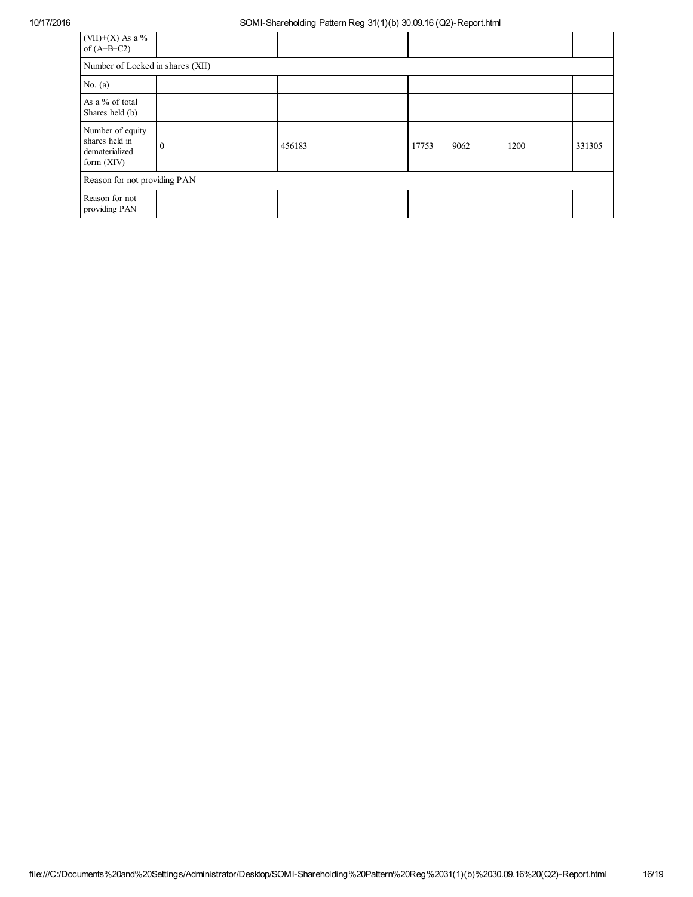| | | | | | | |
|---|---|---|---|---|---|---|
| (VII)+(X) As a % of (A+B+C2) | | | | | | |
| Number of Locked in shares (XII) | | | | | | |
| No. (a) | | | | | | |
| As a % of total Shares held (b) | | | | | | |
| Number of equity shares held in dematerialized form (XIV) | 0 | 456183 | 17753 | 9062 | 1200 | 331305 |
| Reason for not providing PAN | | | | | | |
| Reason for not providing PAN | | | | | | |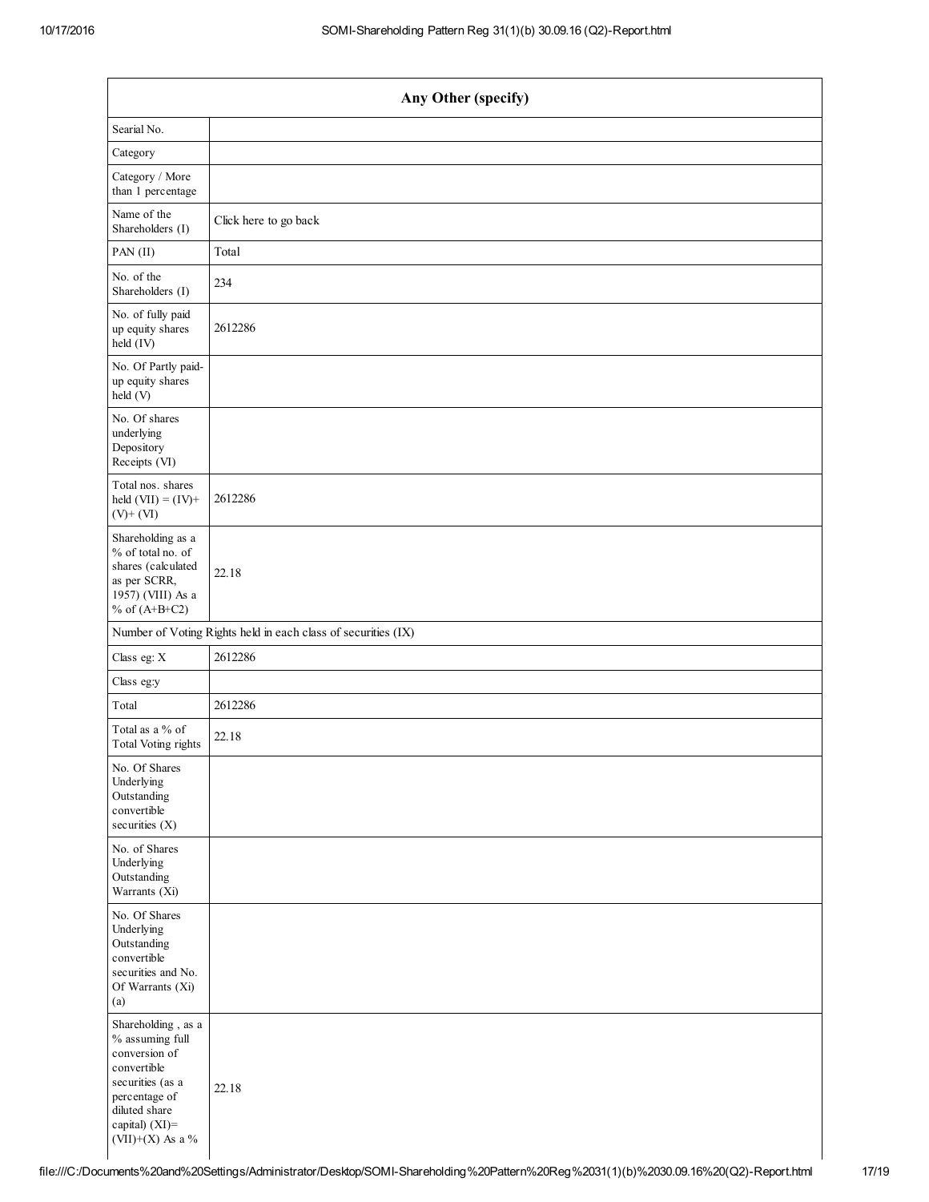| Any Other (specify) | |
|---|---|
| Searial No. | |
| Category | |
| Category / More than 1 percentage | |
| Name of the Shareholders (I) | Click here to go back |
| PAN (II) | Total |
| No. of the Shareholders (I) | 234 |
| No. of fully paid up equity shares held (IV) | 2612286 |
| No. Of Partly paid-up equity shares held (V) | |
| No. Of shares underlying Depository Receipts (VI) | |
| Total nos. shares held (VII) = (IV)+ (V)+ (VI) | 2612286 |
| Shareholding as a % of total no. of shares (calculated as per SCRR, 1957) (VIII) As a % of (A+B+C2) | 22.18 |
| Number of Voting Rights held in each class of securities (IX) | |
| Class eg: X | 2612286 |
| Class eg:y | |
| Total | 2612286 |
| Total as a % of Total Voting rights | 22.18 |
| No. Of Shares Underlying Outstanding convertible securities (X) | |
| No. of Shares Underlying Outstanding Warrants (Xi) | |
| No. Of Shares Underlying Outstanding convertible securities and No. Of Warrants (Xi) (a) | |
| Shareholding , as a % assuming full conversion of convertible securities (as a percentage of diluted share capital) (XI)= (VII)+(X) As a % | 22.18 |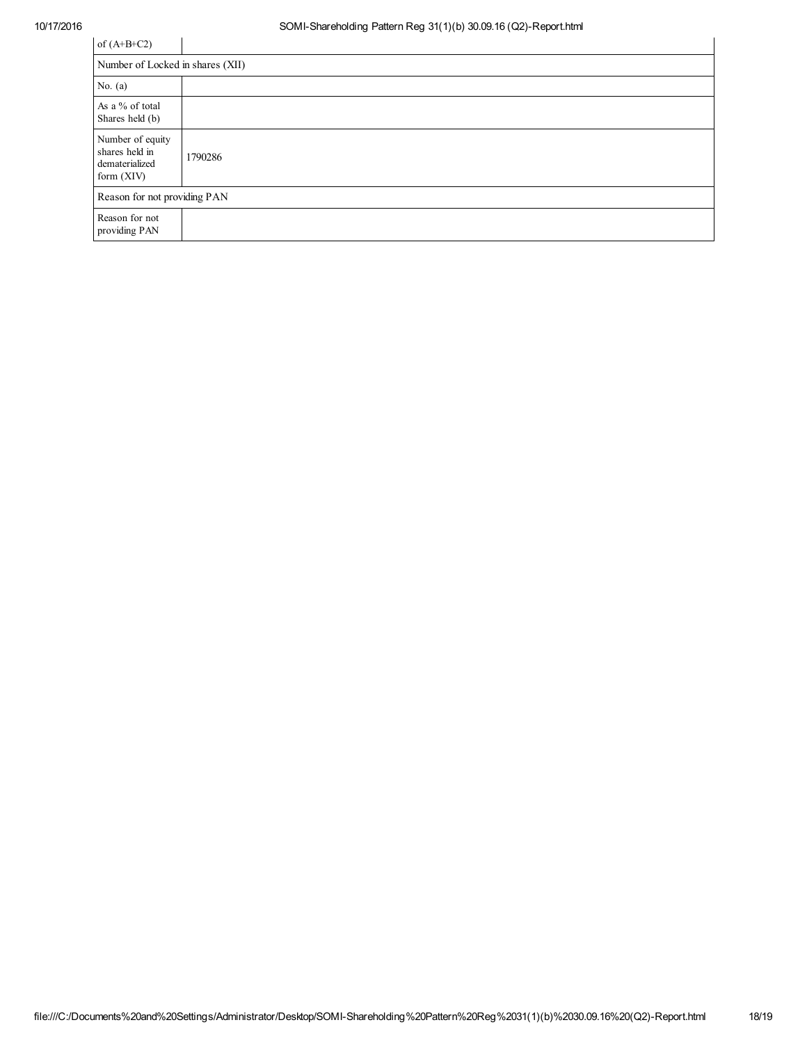| | |
|---|---|
| of (A+B+C2) | |
| Number of Locked in shares (XII) | |
| No. (a) | |
| As a % of total Shares held (b) | |
| Number of equity shares held in dematerialized form (XIV) | 1790286 |
| Reason for not providing PAN | |
| Reason for not providing PAN | |